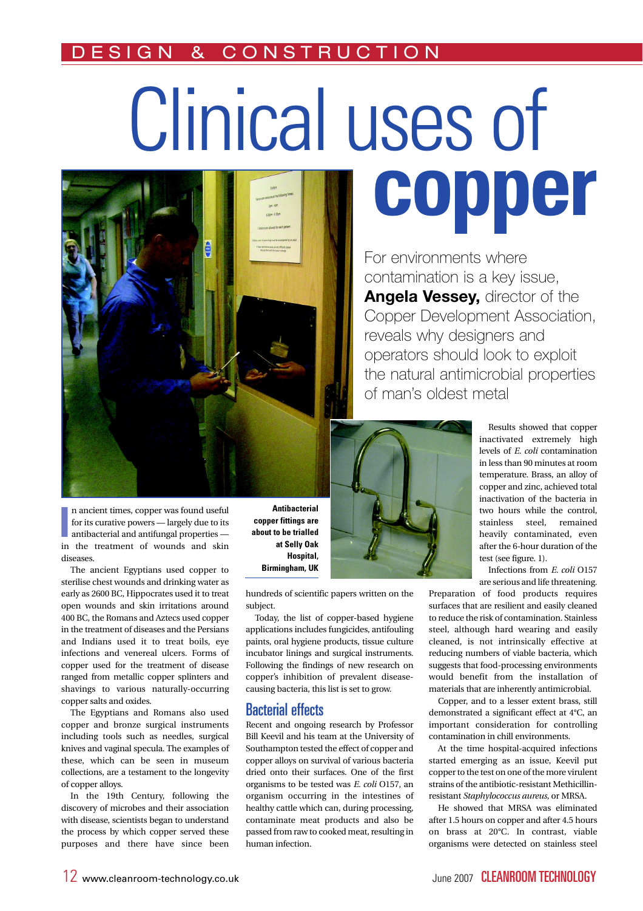# Clinical uses of copper

For environments where contamination is a key issue, **Angela Vessey,** director of the Copper Development Association, reveals why designers and operators should look to exploit the natural antimicrobial properties of man's oldest metal

**Antibacterial copper fittings are about to be trialled at Selly Oak Hospital, Birmingham, UK**

In ancient times, copper was found useful for its curative powers — largely due to its antibacterial and antifungal properties — in the treatment of wounds and skin diseases.

The ancient Egyptians used copper to sterilise chest wounds and drinking water as early as 2600 BC, Hippocrates used it to treat open wounds and skin irritations around 400 BC, the Romans and Aztecs used copper in the treatment of diseases and the Persians and Indians used it to treat boils, eye infections and venereal ulcers. Forms of copper used for the treatment of disease ranged from metallic copper splinters and shavings to various naturally-occurring copper salts and oxides.

The Egyptians and Romans also used copper and bronze surgical instruments including tools such as needles, surgical knives and vaginal specula. The examples of these, which can be seen in museum collections, are a testament to the longevity of copper alloys.

In the 19th Century, following the discovery of microbes and their association with disease, scientists began to understand the process by which copper served these purposes and there have since been hundreds of scientific papers written on the subject.

Today, the list of copper-based hygiene applications includes fungicides, antifouling paints, oral hygiene products, tissue culture incubator linings and surgical instruments. Following the findings of new research on copper's inhibition of prevalent disease-causing bacteria, this list is set to grow.

## Bacterial effects

Recent and ongoing research by Professor Bill Keevil and his team at the University of Southampton tested the effect of copper and copper alloys on survival of various bacteria dried onto their surfaces. One of the first organisms to be tested was *E. coli* O157, an organism occurring in the intestines of healthy cattle which can, during processing, contaminate meat products and also be passed from raw to cooked meat, resulting in human infection.

Results showed that copper inactivated extremely high levels of *E. coli* contamination in less than 90 minutes at room temperature. Brass, an alloy of copper and zinc, achieved total inactivation of the bacteria in two hours while the control, stainless steel, remained heavily contaminated, even after the 6-hour duration of the test (see figure. 1).

Infections from *E. coli* O157 are serious and life threatening. Preparation of food products requires surfaces that are resilient and easily cleaned to reduce the risk of contamination. Stainless steel, although hard wearing and easily cleaned, is not intrinsically effective at reducing numbers of viable bacteria, which suggests that food-processing environments would benefit from the installation of materials that are inherently antimicrobial.

Copper, and to a lesser extent brass, still demonstrated a significant effect at 4°C, an important consideration for controlling contamination in chill environments.

At the time hospital-acquired infections started emerging as an issue, Keevil put copper to the test on one of the more virulent strains of the antibiotic-resistant Methicillin-resistant *Staphylococcus aureus*, or MRSA.

He showed that MRSA was eliminated after 1.5 hours on copper and after 4.5 hours on brass at 20°C. In contrast, viable organisms were detected on stainless steel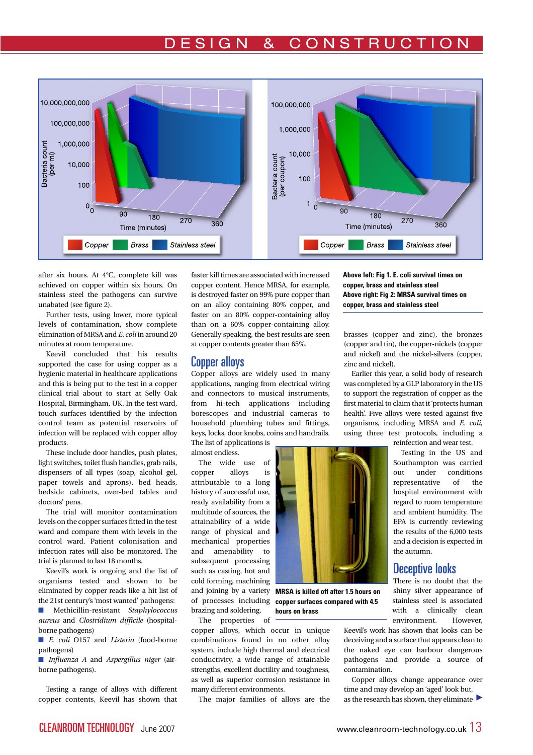after six hours. At 4°C, complete kill was achieved on copper within six hours. On stainless steel the pathogens can survive unabated (see figure 2).

Further tests, using lower, more typical levels of contamination, show complete elimination of MRSA and *E. coli* in around 20 minutes at room temperature.

Keevil concluded that his results supported the case for using copper as a hygienic material in healthcare applications and this is being put to the test in a copper clinical trial about to start at Selly Oak Hospital, Birmingham, UK. In the test ward, touch surfaces identified by the infection control team as potential reservoirs of infection will be replaced with copper alloy products.

These include door handles, push plates, light switches, toilet flush handles, grab rails, dispensers of all types (soap, alcohol gel, paper towels and aprons), bed heads, bedside cabinets, over-bed tables and doctors' pens.

The trial will monitor contamination levels on the copper surfaces fitted in the test ward and compare them with levels in the control ward. Patient colonisation and infection rates will also be monitored. The trial is planned to last 18 months.

Keevil's work is ongoing and the list of organisms tested and shown to be eliminated by copper reads like a hit list of the 21st century's 'most wanted' pathogens:

- Methicillin-resistant *Staphylococcus aureus* and *Clostridium difficile* (hospital-borne pathogens)
- *E. coli* O157 and *Listeria* (food-borne pathogens)
- *Influenza A* and *Aspergillus niger* (air-borne pathogens).

Testing a range of alloys with different copper contents, Keevil has shown that faster kill times are associated with increased copper content. Hence MRSA, for example, is destroyed faster on 99% pure copper than on an alloy containing 80% copper, and faster on an 80% copper-containing alloy than on a 60% copper-containing alloy. Generally speaking, the best results are seen at copper contents greater than 65%.

## Copper alloys

Copper alloys are widely used in many applications, ranging from electrical wiring and connectors to musical instruments, from hi-tech applications including borescopes and industrial cameras to household plumbing tubes and fittings, keys, locks, door knobs, coins and handrails. The list of applications is almost endless.

The wide use of copper alloys is attributable to a long history of successful use, ready availability from a multitude of sources, the attainability of a wide range of physical and mechanical properties and amenability to subsequent processing such as casting, hot and cold forming, machining and joining by a variety of processes including brazing and soldering.

The properties of copper alloys, which occur in unique combinations found in no other alloy system, include high thermal and electrical conductivity, a wide range of attainable strengths, excellent ductility and toughness, as well as superior corrosion resistance in many different environments.

The major families of alloys are the brasses (copper and zinc), the bronzes (copper and tin), the copper-nickels (copper and nickel) and the nickel-silvers (copper, zinc and nickel).

**MRSA is killed off after 1.5 hours on copper surfaces compared with 4.5 hours on brass**

**Above left: Fig 1. E. coli survival times on copper, brass and stainless steel**
**Above right: Fig 2: MRSA survival times on copper, brass and stainless steel**

Earlier this year, a solid body of research was completed by a GLP laboratory in the US to support the registration of copper as the first material to claim that it 'protects human health'. Five alloys were tested against five organisms, including MRSA and *E. coli*, using three test protocols, including a reinfection and wear test.

Testing in the US and Southampton was carried out under conditions representative of the hospital environment with regard to room temperature and ambient humidity. The EPA is currently reviewing the results of the 6,000 tests and a decision is expected in the autumn.

## Deceptive looks

There is no doubt that the shiny silver appearance of stainless steel is associated with a clinically clean environment. However, Keevil's work has shown that looks can be deceiving and a surface that appears clean to the naked eye can harbour dangerous pathogens and provide a source of contamination.

Copper alloys change appearance over time and may develop an 'aged' look but, as the research has shown, they eliminate ►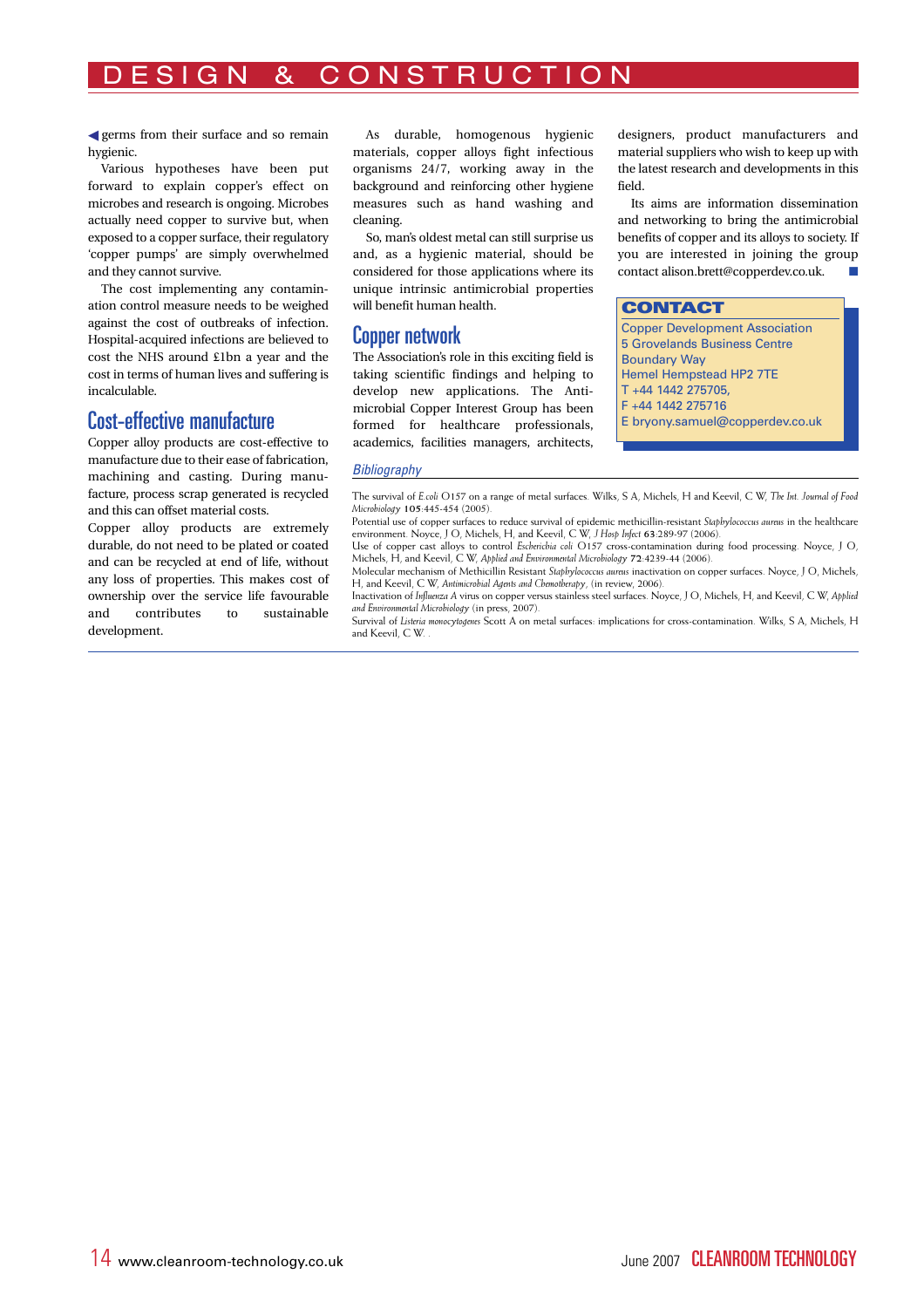germs from their surface and so remain hygienic.

Various hypotheses have been put forward to explain copper's effect on microbes and research is ongoing. Microbes actually need copper to survive but, when exposed to a copper surface, their regulatory 'copper pumps' are simply overwhelmed and they cannot survive.

The cost implementing any contamination control measure needs to be weighed against the cost of outbreaks of infection. Hospital-acquired infections are believed to cost the NHS around £1bn a year and the cost in terms of human lives and suffering is incalculable.

## Cost-effective manufacture

Copper alloy products are cost-effective to manufacture due to their ease of fabrication, machining and casting. During manufacture, process scrap generated is recycled and this can offset material costs.

Copper alloy products are extremely durable, do not need to be plated or coated and can be recycled at end of life, without any loss of properties. This makes cost of ownership over the service life favourable and contributes to sustainable development.

As durable, homogenous hygienic materials, copper alloys fight infectious organisms 24/7, working away in the background and reinforcing other hygiene measures such as hand washing and cleaning.

So, man's oldest metal can still surprise us and, as a hygienic material, should be considered for those applications where its unique intrinsic antimicrobial properties will benefit human health.

## Copper network

The Association's role in this exciting field is taking scientific findings and helping to develop new applications. The Antimicrobial Copper Interest Group has been formed for healthcare professionals, academics, facilities managers, architects, designers, product manufacturers and material suppliers who wish to keep up with the latest research and developments in this field.

Its aims are information dissemination and networking to bring the antimicrobial benefits of copper and its alloys to society. If you are interested in joining the group contact alison.brett@copperdev.co.uk.

### CONTACT

Copper Development Association
5 Grovelands Business Centre
Boundary Way
Hemel Hempstead HP2 7TE
T +44 1442 275705,
F +44 1442 275716
E bryony.samuel@copperdev.co.uk

### *Bibliography*

The survival of *E.coli* O157 on a range of metal surfaces. Wilks, S A, Michels, H and Keevil, C W, *The Int. Journal of Food Microbiology* **105**:445-454 (2005).

Potential use of copper surfaces to reduce survival of epidemic methicillin-resistant *Staphylococcus aureus* in the healthcare environment. Noyce, J O, Michels, H, and Keevil, C W, *J Hosp Infect* **63**:289-97 (2006).

Use of copper cast alloys to control *Escherichia coli* O157 cross-contamination during food processing. Noyce, J O, Michels, H, and Keevil, C W, *Applied and Environmental Microbiology* **72**:4239-44 (2006).

Molecular mechanism of Methicillin Resistant *Staphylococcus aureus* inactivation on copper surfaces. Noyce, J O, Michels, H, and Keevil, C W, *Antimicrobial Agents and Chemotherapy*, (in review, 2006).

Inactivation of *Influenza A* virus on copper versus stainless steel surfaces. Noyce, J O, Michels, H, and Keevil, C W, *Applied and Environmental Microbiology* (in press, 2007).

Survival of *Listeria monocytogenes* Scott A on metal surfaces: implications for cross-contamination. Wilks, S A, Michels, H and Keevil, C W. .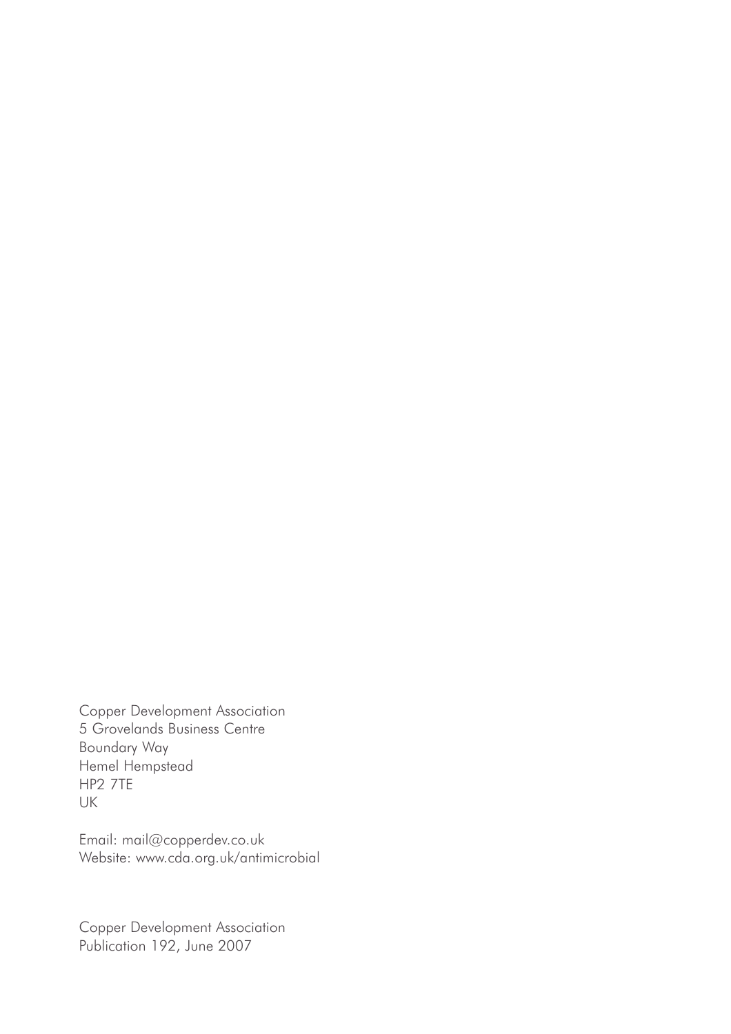Copper Development Association
5 Grovelands Business Centre
Boundary Way
Hemel Hempstead
HP2 7TE
UK

Email: mail@copperdev.co.uk
Website: www.cda.org.uk/antimicrobial

Copper Development Association
Publication 192, June 2007